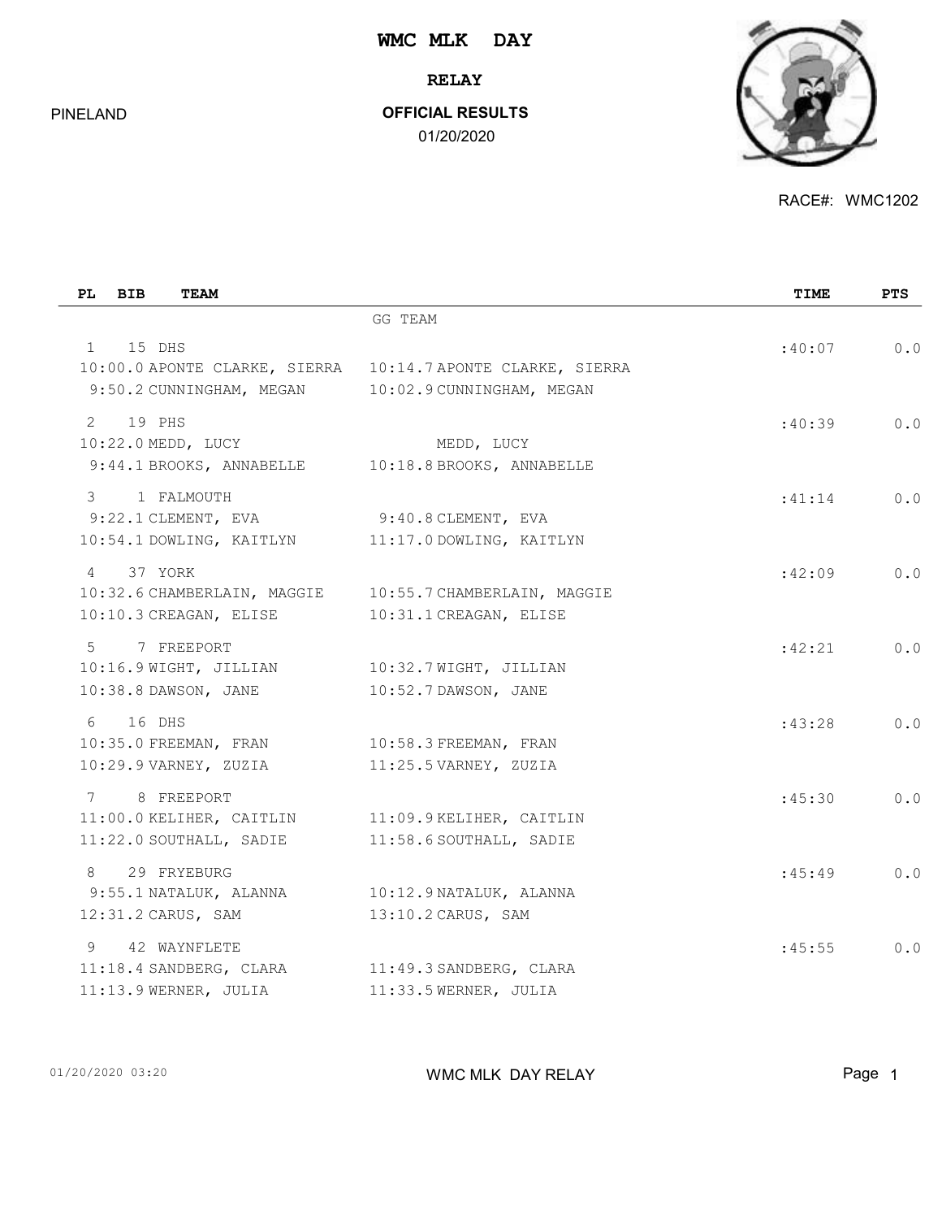# WMC MLK DAY

## RELAY

PINELAND

**OFFICIAL RESULTS**

01/20/2020

RACE#: WMC1202

| PL | BIB | TEAM | | TIME | PTS |
|---|---|---|---|---|---|
| | | | GG TEAM | | |
| 1 | 15 | DHS | | :40:07 | 0.0 |
| | | 10:00.0 APONTE CLARKE, SIERRA | 10:14.7 APONTE CLARKE, SIERRA | | |
| | | 9:50.2 CUNNINGHAM, MEGAN | 10:02.9 CUNNINGHAM, MEGAN | | |
| 2 | 19 | PHS | | :40:39 | 0.0 |
| | | 10:22.0 MEDD, LUCY | MEDD, LUCY | | |
| | | 9:44.1 BROOKS, ANNABELLE | 10:18.8 BROOKS, ANNABELLE | | |
| 3 | 1 | FALMOUTH | | :41:14 | 0.0 |
| | | 9:22.1 CLEMENT, EVA | 9:40.8 CLEMENT, EVA | | |
| | | 10:54.1 DOWLING, KAITLYN | 11:17.0 DOWLING, KAITLYN | | |
| 4 | 37 | YORK | | :42:09 | 0.0 |
| | | 10:32.6 CHAMBERLAIN, MAGGIE | 10:55.7 CHAMBERLAIN, MAGGIE | | |
| | | 10:10.3 CREAGAN, ELISE | 10:31.1 CREAGAN, ELISE | | |
| 5 | 7 | FREEPORT | | :42:21 | 0.0 |
| | | 10:16.9 WIGHT, JILLIAN | 10:32.7 WIGHT, JILLIAN | | |
| | | 10:38.8 DAWSON, JANE | 10:52.7 DAWSON, JANE | | |
| 6 | 16 | DHS | | :43:28 | 0.0 |
| | | 10:35.0 FREEMAN, FRAN | 10:58.3 FREEMAN, FRAN | | |
| | | 10:29.9 VARNEY, ZUZIA | 11:25.5 VARNEY, ZUZIA | | |
| 7 | 8 | FREEPORT | | :45:30 | 0.0 |
| | | 11:00.0 KELIHER, CAITLIN | 11:09.9 KELIHER, CAITLIN | | |
| | | 11:22.0 SOUTHALL, SADIE | 11:58.6 SOUTHALL, SADIE | | |
| 8 | 29 | FRYEBURG | | :45:49 | 0.0 |
| | | 9:55.1 NATALUK, ALANNA | 10:12.9 NATALUK, ALANNA | | |
| | | 12:31.2 CARUS, SAM | 13:10.2 CARUS, SAM | | |
| 9 | 42 | WAYNFLETE | | :45:55 | 0.0 |
| | | 11:18.4 SANDBERG, CLARA | 11:49.3 SANDBERG, CLARA | | |
| | | 11:13.9 WERNER, JULIA | 11:33.5 WERNER, JULIA | | |

01/20/2020 03:20 WMC MLK DAY RELAY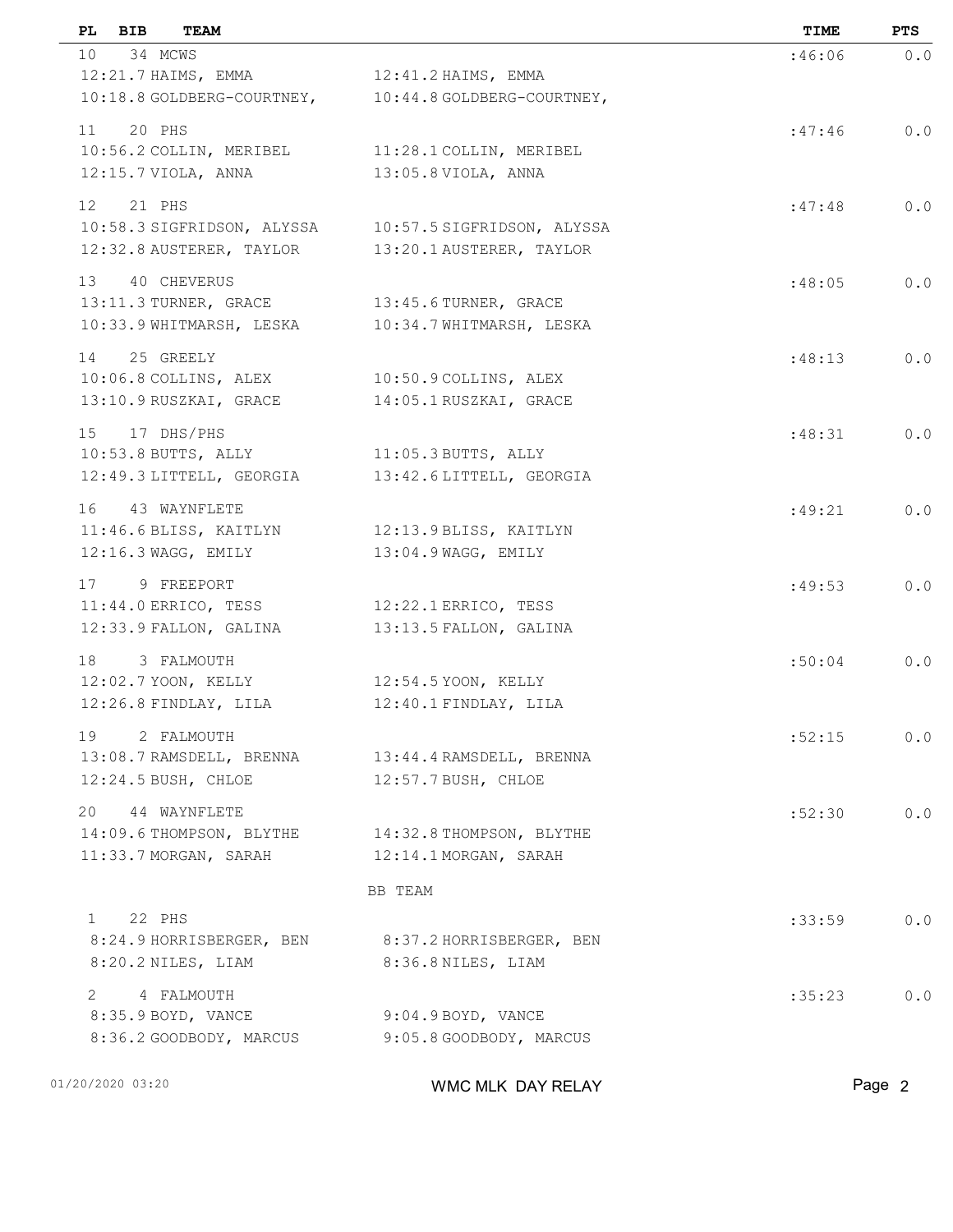| PL | BIB | TEAM | | TIME | PTS |
|---|---|---|---|---|---|
| 10 | 34 | MCWS | | :46:06 | 0.0 |
| | | 12:21.7 HAIMS, EMMA | 12:41.2 HAIMS, EMMA | | |
| | | 10:18.8 GOLDBERG-COURTNEY, | 10:44.8 GOLDBERG-COURTNEY, | | |
| 11 | 20 | PHS | | :47:46 | 0.0 |
| | | 10:56.2 COLLIN, MERIBEL | 11:28.1 COLLIN, MERIBEL | | |
| | | 12:15.7 VIOLA, ANNA | 13:05.8 VIOLA, ANNA | | |
| 12 | 21 | PHS | | :47:48 | 0.0 |
| | | 10:58.3 SIGFRIDSON, ALYSSA | 10:57.5 SIGFRIDSON, ALYSSA | | |
| | | 12:32.8 AUSTERER, TAYLOR | 13:20.1 AUSTERER, TAYLOR | | |
| 13 | 40 | CHEVERUS | | :48:05 | 0.0 |
| | | 13:11.3 TURNER, GRACE | 13:45.6 TURNER, GRACE | | |
| | | 10:33.9 WHITMARSH, LESKA | 10:34.7 WHITMARSH, LESKA | | |
| 14 | 25 | GREELY | | :48:13 | 0.0 |
| | | 10:06.8 COLLINS, ALEX | 10:50.9 COLLINS, ALEX | | |
| | | 13:10.9 RUSZKAI, GRACE | 14:05.1 RUSZKAI, GRACE | | |
| 15 | 17 | DHS/PHS | | :48:31 | 0.0 |
| | | 10:53.8 BUTTS, ALLY | 11:05.3 BUTTS, ALLY | | |
| | | 12:49.3 LITTELL, GEORGIA | 13:42.6 LITTELL, GEORGIA | | |
| 16 | 43 | WAYNFLETE | | :49:21 | 0.0 |
| | | 11:46.6 BLISS, KAITLYN | 12:13.9 BLISS, KAITLYN | | |
| | | 12:16.3 WAGG, EMILY | 13:04.9 WAGG, EMILY | | |
| 17 | 9 | FREEPORT | | :49:53 | 0.0 |
| | | 11:44.0 ERRICO, TESS | 12:22.1 ERRICO, TESS | | |
| | | 12:33.9 FALLON, GALINA | 13:13.5 FALLON, GALINA | | |
| 18 | 3 | FALMOUTH | | :50:04 | 0.0 |
| | | 12:02.7 YOON, KELLY | 12:54.5 YOON, KELLY | | |
| | | 12:26.8 FINDLAY, LILA | 12:40.1 FINDLAY, LILA | | |
| 19 | 2 | FALMOUTH | | :52:15 | 0.0 |
| | | 13:08.7 RAMSDELL, BRENNA | 13:44.4 RAMSDELL, BRENNA | | |
| | | 12:24.5 BUSH, CHLOE | 12:57.7 BUSH, CHLOE | | |
| 20 | 44 | WAYNFLETE | | :52:30 | 0.0 |
| | | 14:09.6 THOMPSON, BLYTHE | 14:32.8 THOMPSON, BLYTHE | | |
| | | 11:33.7 MORGAN, SARAH | 12:14.1 MORGAN, SARAH | | |

BB TEAM

| PL | BIB | TEAM | | TIME | PTS |
|---|---|---|---|---|---|
| 1 | 22 | PHS | | :33:59 | 0.0 |
| | | 8:24.9 HORRISBERGER, BEN | 8:37.2 HORRISBERGER, BEN | | |
| | | 8:20.2 NILES, LIAM | 8:36.8 NILES, LIAM | | |
| 2 | 4 | FALMOUTH | | :35:23 | 0.0 |
| | | 8:35.9 BOYD, VANCE | 9:04.9 BOYD, VANCE | | |
| | | 8:36.2 GOODBODY, MARCUS | 9:05.8 GOODBODY, MARCUS | | |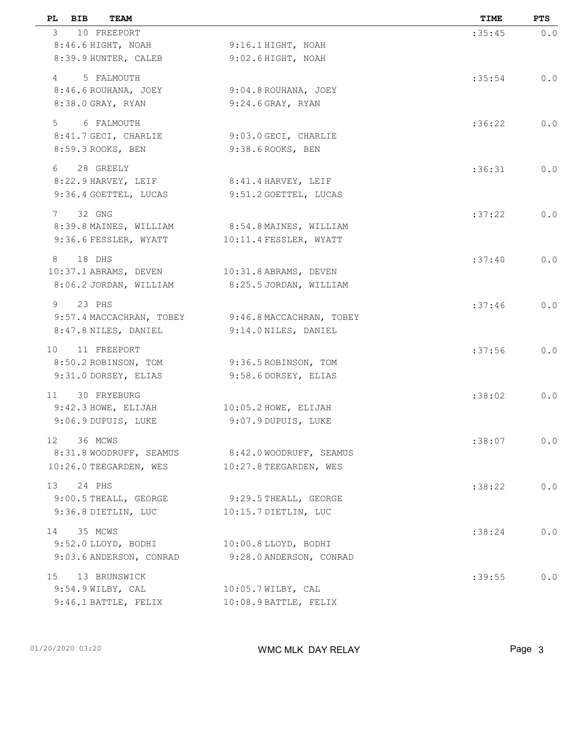| PL | BIB | TEAM | | TIME | PTS |
|---|---|---|---|---|---|
| 3 | 10 | FREEPORT | | :35:45 | 0.0 |
| | | 8:46.6 HIGHT, NOAH | 9:16.1 HIGHT, NOAH | | |
| | | 8:39.9 HUNTER, CALEB | 9:02.6 HIGHT, NOAH | | |
| 4 | 5 | FALMOUTH | | :35:54 | 0.0 |
| | | 8:46.6 ROUHANA, JOEY | 9:04.8 ROUHANA, JOEY | | |
| | | 8:38.0 GRAY, RYAN | 9:24.6 GRAY, RYAN | | |
| 5 | 6 | FALMOUTH | | :36:22 | 0.0 |
| | | 8:41.7 GECI, CHARLIE | 9:03.0 GECI, CHARLIE | | |
| | | 8:59.3 ROOKS, BEN | 9:38.6 ROOKS, BEN | | |
| 6 | 28 | GREELY | | :36:31 | 0.0 |
| | | 8:22.9 HARVEY, LEIF | 8:41.4 HARVEY, LEIF | | |
| | | 9:36.4 GOETTEL, LUCAS | 9:51.2 GOETTEL, LUCAS | | |
| 7 | 32 | GNG | | :37:22 | 0.0 |
| | | 8:39.8 MAINES, WILLIAM | 8:54.8 MAINES, WILLIAM | | |
| | | 9:36.6 FESSLER, WYATT | 10:11.4 FESSLER, WYATT | | |
| 8 | 18 | DHS | | :37:40 | 0.0 |
| | | 10:37.1 ABRAMS, DEVEN | 10:31.8 ABRAMS, DEVEN | | |
| | | 8:06.2 JORDAN, WILLIAM | 8:25.5 JORDAN, WILLIAM | | |
| 9 | 23 | PHS | | :37:46 | 0.0 |
| | | 9:57.4 MACCACHRAN, TOBEY | 9:46.8 MACCACHRAN, TOBEY | | |
| | | 8:47.8 NILES, DANIEL | 9:14.0 NILES, DANIEL | | |
| 10 | 11 | FREEPORT | | :37:56 | 0.0 |
| | | 8:50.2 ROBINSON, TOM | 9:36.5 ROBINSON, TOM | | |
| | | 9:31.0 DORSEY, ELIAS | 9:58.6 DORSEY, ELIAS | | |
| 11 | 30 | FRYEBURG | | :38:02 | 0.0 |
| | | 9:42.3 HOWE, ELIJAH | 10:05.2 HOWE, ELIJAH | | |
| | | 9:06.9 DUPUIS, LUKE | 9:07.9 DUPUIS, LUKE | | |
| 12 | 36 | MCWS | | :38:07 | 0.0 |
| | | 8:31.8 WOODRUFF, SEAMUS | 8:42.0 WOODRUFF, SEAMUS | | |
| | | 10:26.0 TEEGARDEN, WES | 10:27.8 TEEGARDEN, WES | | |
| 13 | 24 | PHS | | :38:22 | 0.0 |
| | | 9:00.5 THEALL, GEORGE | 9:29.5 THEALL, GEORGE | | |
| | | 9:36.8 DIETLIN, LUC | 10:15.7 DIETLIN, LUC | | |
| 14 | 35 | MCWS | | :38:24 | 0.0 |
| | | 9:52.0 LLOYD, BODHI | 10:00.8 LLOYD, BODHI | | |
| | | 9:03.6 ANDERSON, CONRAD | 9:28.0 ANDERSON, CONRAD | | |
| 15 | 13 | BRUNSWICK | | :39:55 | 0.0 |
| | | 9:54.9 WILBY, CAL | 10:05.7 WILBY, CAL | | |
| | | 9:46.1 BATTLE, FELIX | 10:08.9 BATTLE, FELIX | | |

01/20/2020 03:20 WMC MLK DAY RELAY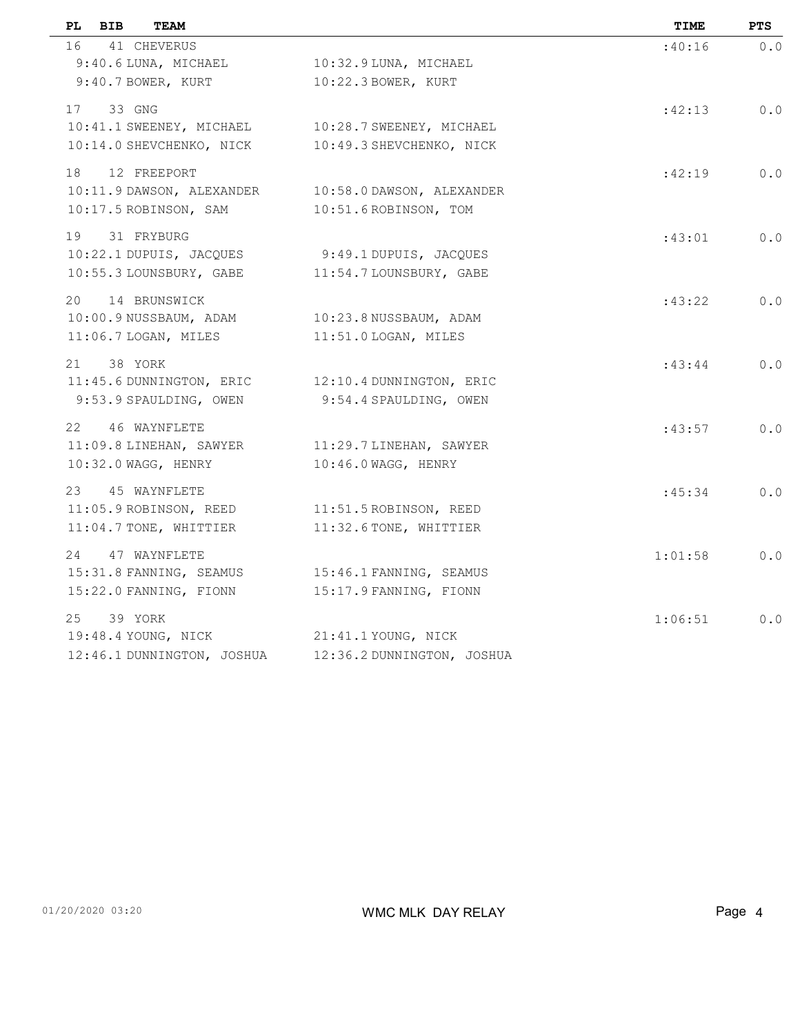| PL | BIB | TEAM | | TIME | PTS |
|---|---|---|---|---|---|
| 16 | 41 | CHEVERUS | | :40:16 | 0.0 |
| | | 9:40.6 LUNA, MICHAEL | 10:32.9 LUNA, MICHAEL | | |
| | | 9:40.7 BOWER, KURT | 10:22.3 BOWER, KURT | | |
| 17 | 33 | GNG | | :42:13 | 0.0 |
| | | 10:41.1 SWEENEY, MICHAEL | 10:28.7 SWEENEY, MICHAEL | | |
| | | 10:14.0 SHEVCHENKO, NICK | 10:49.3 SHEVCHENKO, NICK | | |
| 18 | 12 | FREEPORT | | :42:19 | 0.0 |
| | | 10:11.9 DAWSON, ALEXANDER | 10:58.0 DAWSON, ALEXANDER | | |
| | | 10:17.5 ROBINSON, SAM | 10:51.6 ROBINSON, TOM | | |
| 19 | 31 | FRYBURG | | :43:01 | 0.0 |
| | | 10:22.1 DUPUIS, JACQUES | 9:49.1 DUPUIS, JACQUES | | |
| | | 10:55.3 LOUNSBURY, GABE | 11:54.7 LOUNSBURY, GABE | | |
| 20 | 14 | BRUNSWICK | | :43:22 | 0.0 |
| | | 10:00.9 NUSSBAUM, ADAM | 10:23.8 NUSSBAUM, ADAM | | |
| | | 11:06.7 LOGAN, MILES | 11:51.0 LOGAN, MILES | | |
| 21 | 38 | YORK | | :43:44 | 0.0 |
| | | 11:45.6 DUNNINGTON, ERIC | 12:10.4 DUNNINGTON, ERIC | | |
| | | 9:53.9 SPAULDING, OWEN | 9:54.4 SPAULDING, OWEN | | |
| 22 | 46 | WAYNFLETE | | :43:57 | 0.0 |
| | | 11:09.8 LINEHAN, SAWYER | 11:29.7 LINEHAN, SAWYER | | |
| | | 10:32.0 WAGG, HENRY | 10:46.0 WAGG, HENRY | | |
| 23 | 45 | WAYNFLETE | | :45:34 | 0.0 |
| | | 11:05.9 ROBINSON, REED | 11:51.5 ROBINSON, REED | | |
| | | 11:04.7 TONE, WHITTIER | 11:32.6 TONE, WHITTIER | | |
| 24 | 47 | WAYNFLETE | | 1:01:58 | 0.0 |
| | | 15:31.8 FANNING, SEAMUS | 15:46.1 FANNING, SEAMUS | | |
| | | 15:22.0 FANNING, FIONN | 15:17.9 FANNING, FIONN | | |
| 25 | 39 | YORK | | 1:06:51 | 0.0 |
| | | 19:48.4 YOUNG, NICK | 21:41.1 YOUNG, NICK | | |
| | | 12:46.1 DUNNINGTON, JOSHUA | 12:36.2 DUNNINGTON, JOSHUA | | |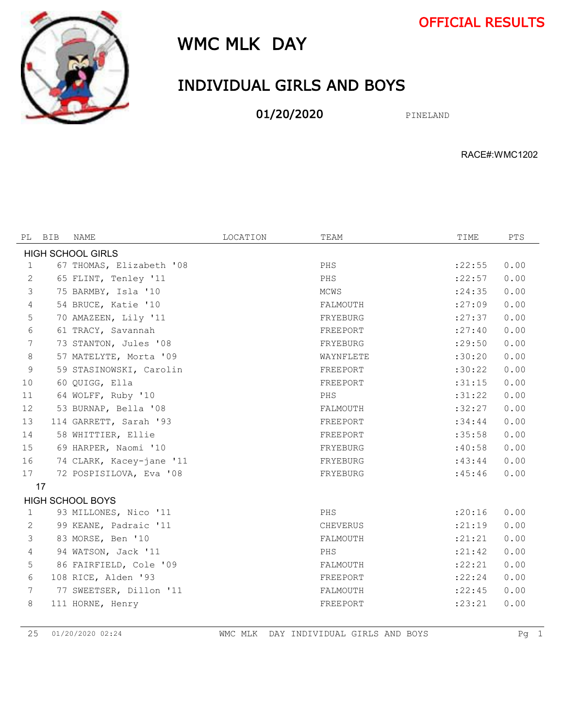**OFFICIAL RESULTS**

# WMC MLK DAY

## INDIVIDUAL GIRLS AND BOYS

**01/20/2020** PINELAND

RACE#:WMC1202

| PL | BIB | NAME | LOCATION | TEAM | TIME | PTS |
|---|---|---|---|---|---|---|
| **HIGH SCHOOL GIRLS** | | | | | | |
| 1 | 67 | THOMAS, Elizabeth '08 | | PHS | :22:55 | 0.00 |
| 2 | 65 | FLINT, Tenley '11 | | PHS | :22:57 | 0.00 |
| 3 | 75 | BARMBY, Isla '10 | | MCWS | :24:35 | 0.00 |
| 4 | 54 | BRUCE, Katie '10 | | FALMOUTH | :27:09 | 0.00 |
| 5 | 70 | AMAZEEN, Lily '11 | | FRYEBURG | :27:37 | 0.00 |
| 6 | 61 | TRACY, Savannah | | FREEPORT | :27:40 | 0.00 |
| 7 | 73 | STANTON, Jules '08 | | FRYEBURG | :29:50 | 0.00 |
| 8 | 57 | MATELYTE, Morta '09 | | WAYNFLETE | :30:20 | 0.00 |
| 9 | 59 | STASINOWSKI, Carolin | | FREEPORT | :30:22 | 0.00 |
| 10 | 60 | QUIGG, Ella | | FREEPORT | :31:15 | 0.00 |
| 11 | 64 | WOLFF, Ruby '10 | | PHS | :31:22 | 0.00 |
| 12 | 53 | BURNAP, Bella '08 | | FALMOUTH | :32:27 | 0.00 |
| 13 | 114 | GARRETT, Sarah '93 | | FREEPORT | :34:44 | 0.00 |
| 14 | 58 | WHITTIER, Ellie | | FREEPORT | :35:58 | 0.00 |
| 15 | 69 | HARPER, Naomi '10 | | FRYEBURG | :40:58 | 0.00 |
| 16 | 74 | CLARK, Kacey-jane '11 | | FRYEBURG | :43:44 | 0.00 |
| 17 | 72 | POSPISILOVA, Eva '08 | | FRYEBURG | :45:46 | 0.00 |
| 17 | | | | | | |
| **HIGH SCHOOL BOYS** | | | | | | |
| 1 | 93 | MILLONES, Nico '11 | | PHS | :20:16 | 0.00 |
| 2 | 99 | KEANE, Padraic '11 | | CHEVERUS | :21:19 | 0.00 |
| 3 | 83 | MORSE, Ben '10 | | FALMOUTH | :21:21 | 0.00 |
| 4 | 94 | WATSON, Jack '11 | | PHS | :21:42 | 0.00 |
| 5 | 86 | FAIRFIELD, Cole '09 | | FALMOUTH | :22:21 | 0.00 |
| 6 | 108 | RICE, Alden '93 | | FREEPORT | :22:24 | 0.00 |
| 7 | 77 | SWEETSER, Dillon '11 | | FALMOUTH | :22:45 | 0.00 |
| 8 | 111 | HORNE, Henry | | FREEPORT | :23:21 | 0.00 |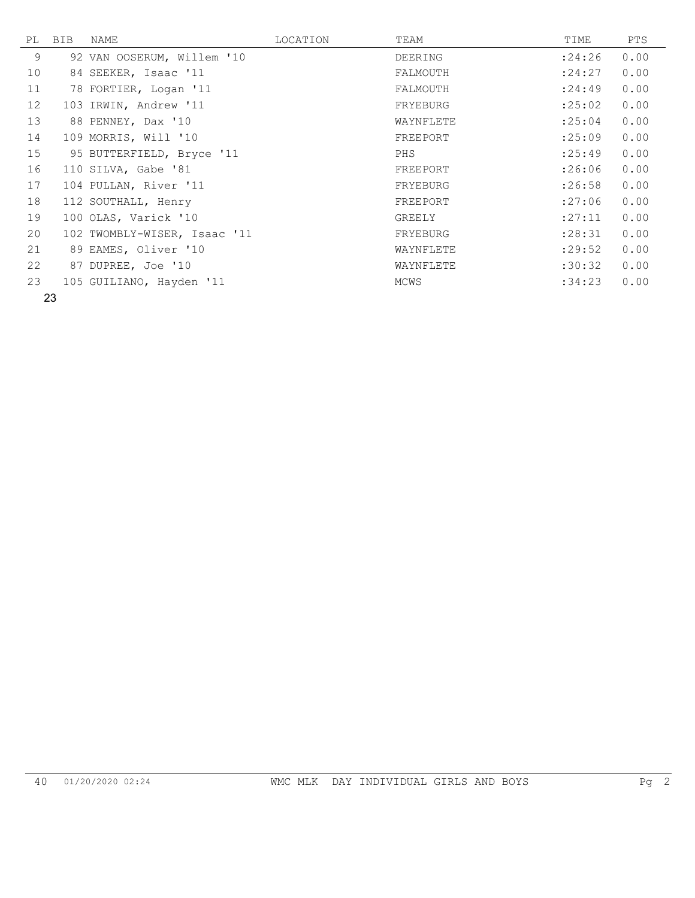| PL | BIB | NAME | LOCATION | TEAM | TIME | PTS |
|---|---|---|---|---|---|---|
| 9 | 92 | VAN OOSERUM, Willem '10 | | DEERING | :24:26 | 0.00 |
| 10 | 84 | SEEKER, Isaac '11 | | FALMOUTH | :24:27 | 0.00 |
| 11 | 78 | FORTIER, Logan '11 | | FALMOUTH | :24:49 | 0.00 |
| 12 | 103 | IRWIN, Andrew '11 | | FRYEBURG | :25:02 | 0.00 |
| 13 | 88 | PENNEY, Dax '10 | | WAYNFLETE | :25:04 | 0.00 |
| 14 | 109 | MORRIS, Will '10 | | FREEPORT | :25:09 | 0.00 |
| 15 | 95 | BUTTERFIELD, Bryce '11 | | PHS | :25:49 | 0.00 |
| 16 | 110 | SILVA, Gabe '81 | | FREEPORT | :26:06 | 0.00 |
| 17 | 104 | PULLAN, River '11 | | FRYEBURG | :26:58 | 0.00 |
| 18 | 112 | SOUTHALL, Henry | | FREEPORT | :27:06 | 0.00 |
| 19 | 100 | OLAS, Varick '10 | | GREELY | :27:11 | 0.00 |
| 20 | 102 | TWOMBLY-WISER, Isaac '11 | | FRYEBURG | :28:31 | 0.00 |
| 21 | 89 | EAMES, Oliver '10 | | WAYNFLETE | :29:52 | 0.00 |
| 22 | 87 | DUPREE, Joe '10 | | WAYNFLETE | :30:32 | 0.00 |
| 23 | 105 | GUILIANO, Hayden '11 | | MCWS | :34:23 | 0.00 |

23

40 01/20/2020 02:24 WMC MLK DAY INDIVIDUAL GIRLS AND BOYS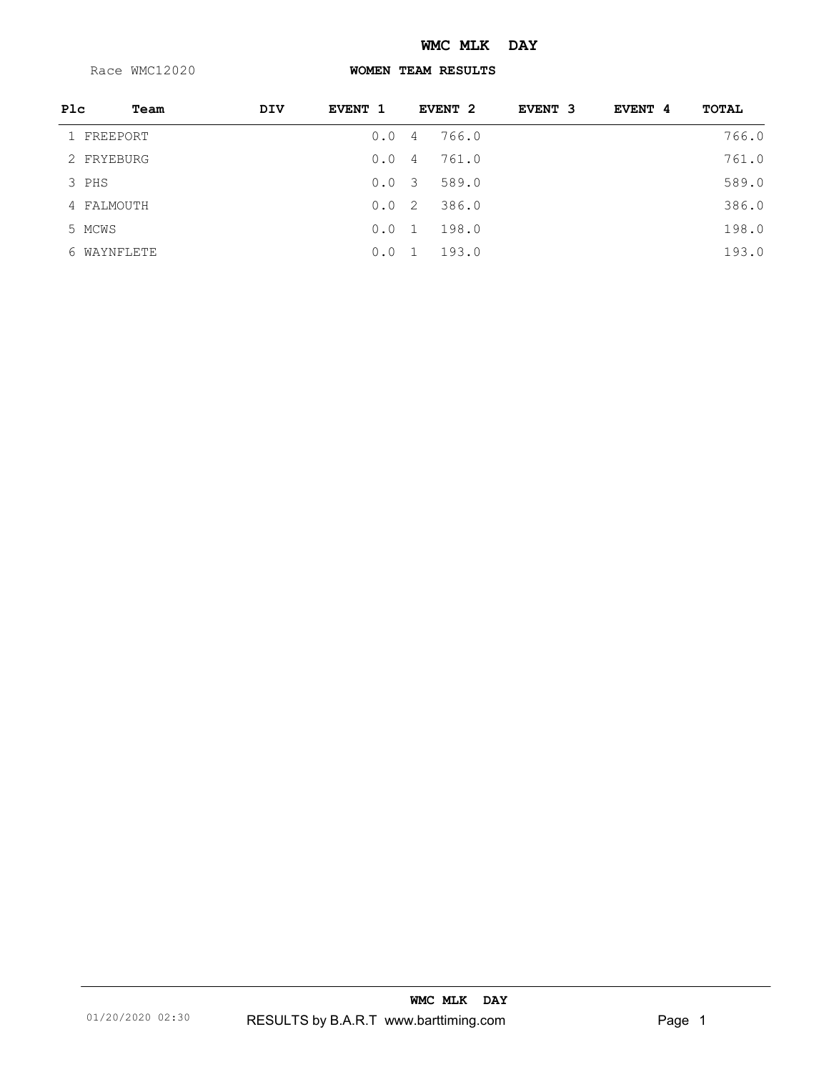# WMC MLK DAY

Race WMC12020

## WOMEN TEAM RESULTS

| Plc | Team | DIV | EVENT 1 | | EVENT 2 | EVENT 3 | EVENT 4 | TOTAL |
|---|---|---|---|---|---|---|---|---|
| 1 | FREEPORT | | 0.0 | 4 | 766.0 | | | 766.0 |
| 2 | FRYEBURG | | 0.0 | 4 | 761.0 | | | 761.0 |
| 3 | PHS | | 0.0 | 3 | 589.0 | | | 589.0 |
| 4 | FALMOUTH | | 0.0 | 2 | 386.0 | | | 386.0 |
| 5 | MCWS | | 0.0 | 1 | 198.0 | | | 198.0 |
| 6 | WAYNFLETE | | 0.0 | 1 | 193.0 | | | 193.0 |

01/20/2020 02:30 RESULTS by B.A.R.T www.barttiming.com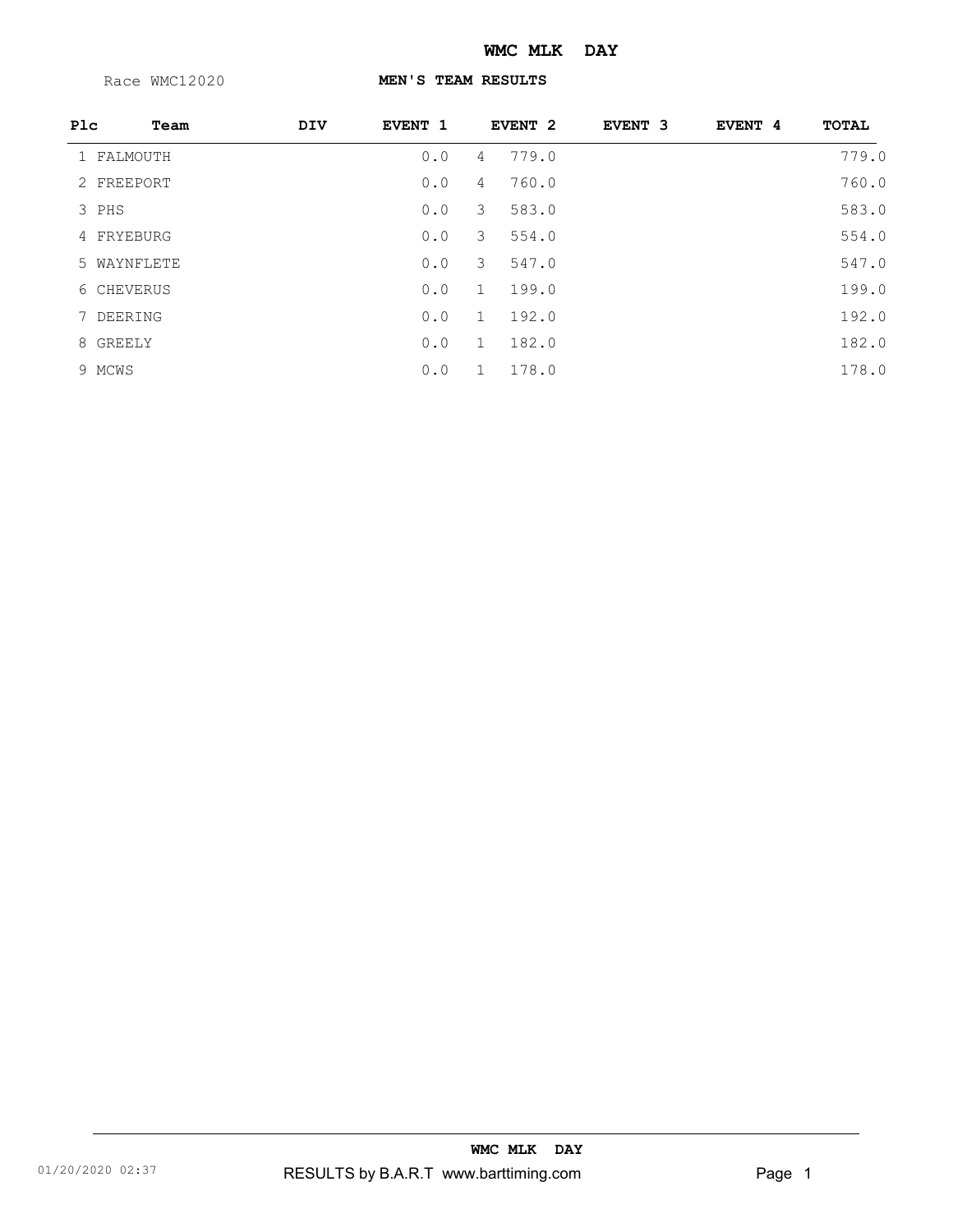# WMC MLK DAY

Race WMC12020

## MEN'S TEAM RESULTS

| Plc | Team | DIV | EVENT 1 | | EVENT 2 | EVENT 3 | EVENT 4 | TOTAL |
|---|---|---|---|---|---|---|---|---|
| 1 | FALMOUTH | | 0.0 | 4 | 779.0 | | | 779.0 |
| 2 | FREEPORT | | 0.0 | 4 | 760.0 | | | 760.0 |
| 3 | PHS | | 0.0 | 3 | 583.0 | | | 583.0 |
| 4 | FRYEBURG | | 0.0 | 3 | 554.0 | | | 554.0 |
| 5 | WAYNFLETE | | 0.0 | 3 | 547.0 | | | 547.0 |
| 6 | CHEVERUS | | 0.0 | 1 | 199.0 | | | 199.0 |
| 7 | DEERING | | 0.0 | 1 | 192.0 | | | 192.0 |
| 8 | GREELY | | 0.0 | 1 | 182.0 | | | 182.0 |
| 9 | MCWS | | 0.0 | 1 | 178.0 | | | 178.0 |